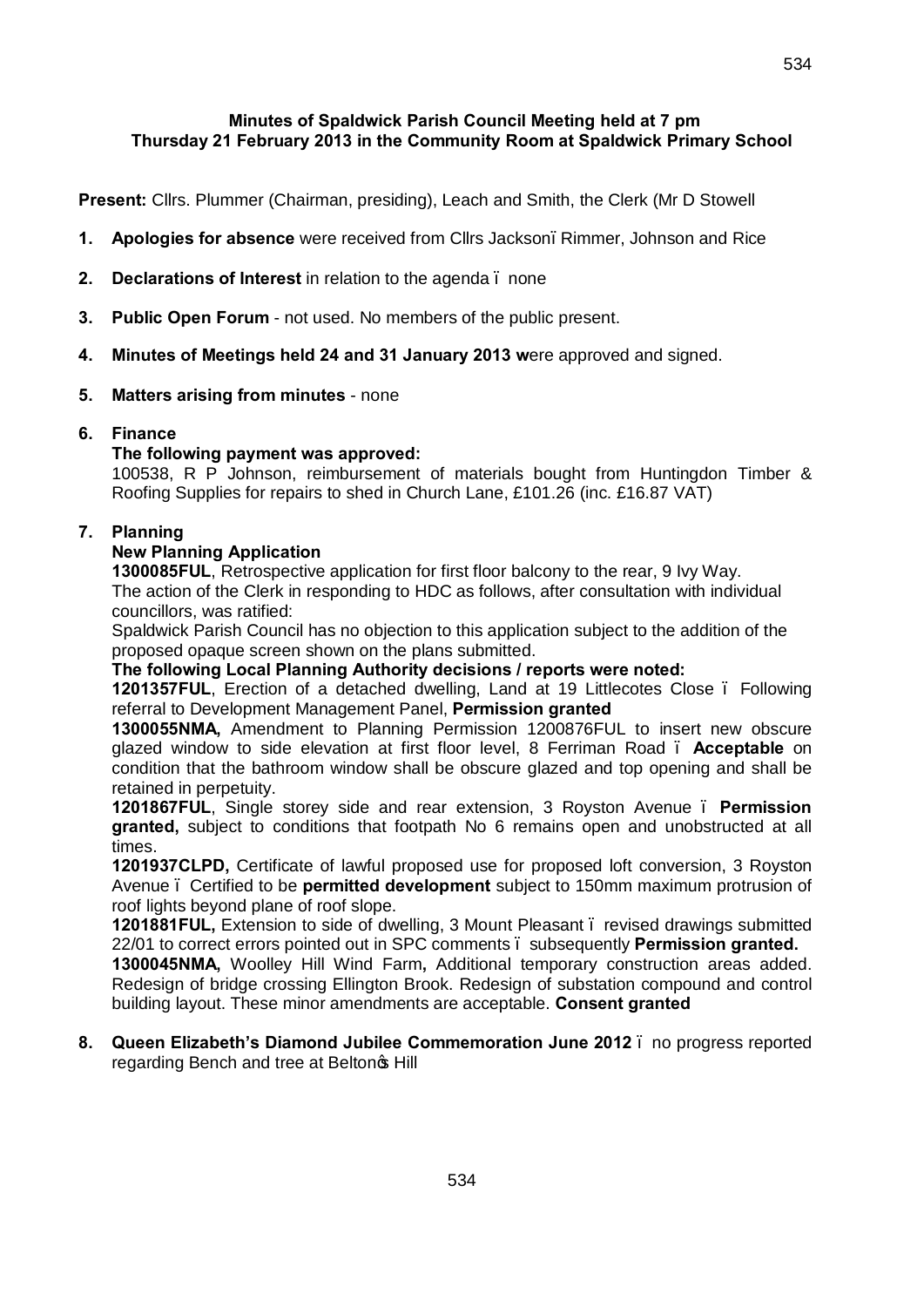**Minutes of Spaldwick Parish Council Meeting held at 7 pm**
**Thursday 21 February 2013 in the Community Room at Spaldwick Primary School**

**Present:** Cllrs. Plummer (Chairman, presiding), Leach and Smith, the Clerk (Mr D Stowell

1. **Apologies for absence** were received from Cllrs Jackson–Rimmer, Johnson and Rice

2. **Declarations of Interest** in relation to the agenda – none

3. **Public Open Forum** - not used. No members of the public present.

4. **Minutes of Meetings held 24 and 31 January 2013 w**ere approved and signed.

5. **Matters arising from minutes** - none

6. **Finance**

   **The following payment was approved:**

   100538, R P Johnson, reimbursement of materials bought from Huntingdon Timber & Roofing Supplies for repairs to shed in Church Lane, £101.26 (inc. £16.87 VAT)

7. **Planning**

   **New Planning Application**

   **1300085FUL**, Retrospective application for first floor balcony to the rear, 9 Ivy Way.
   The action of the Clerk in responding to HDC as follows, after consultation with individual councillors, was ratified:
   Spaldwick Parish Council has no objection to this application subject to the addition of the proposed opaque screen shown on the plans submitted.

   **The following Local Planning Authority decisions / reports were noted:**

   **1201357FUL**, Erection of a detached dwelling, Land at 19 Littlecotes Close – Following referral to Development Management Panel, **Permission granted**

   **1300055NMA,** Amendment to Planning Permission 1200876FUL to insert new obscure glazed window to side elevation at first floor level, 8 Ferriman Road – **Acceptable** on condition that the bathroom window shall be obscure glazed and top opening and shall be retained in perpetuity.

   **1201867FUL**, Single storey side and rear extension, 3 Royston Avenue – **Permission granted,** subject to conditions that footpath No 6 remains open and unobstructed at all times.

   **1201937CLPD,** Certificate of lawful proposed use for proposed loft conversion, 3 Royston Avenue – Certified to be **permitted development** subject to 150mm maximum protrusion of roof lights beyond plane of roof slope.

   **1201881FUL,** Extension to side of dwelling, 3 Mount Pleasant – revised drawings submitted 22/01 to correct errors pointed out in SPC comments – subsequently **Permission granted.**

   **1300045NMA,** Woolley Hill Wind Farm**,** Additional temporary construction areas added. Redesign of bridge crossing Ellington Brook. Redesign of substation compound and control building layout. These minor amendments are acceptable. **Consent granted**

8. **Queen Elizabeth's Diamond Jubilee Commemoration June 2012** – no progress reported regarding Bench and tree at Belton's Hill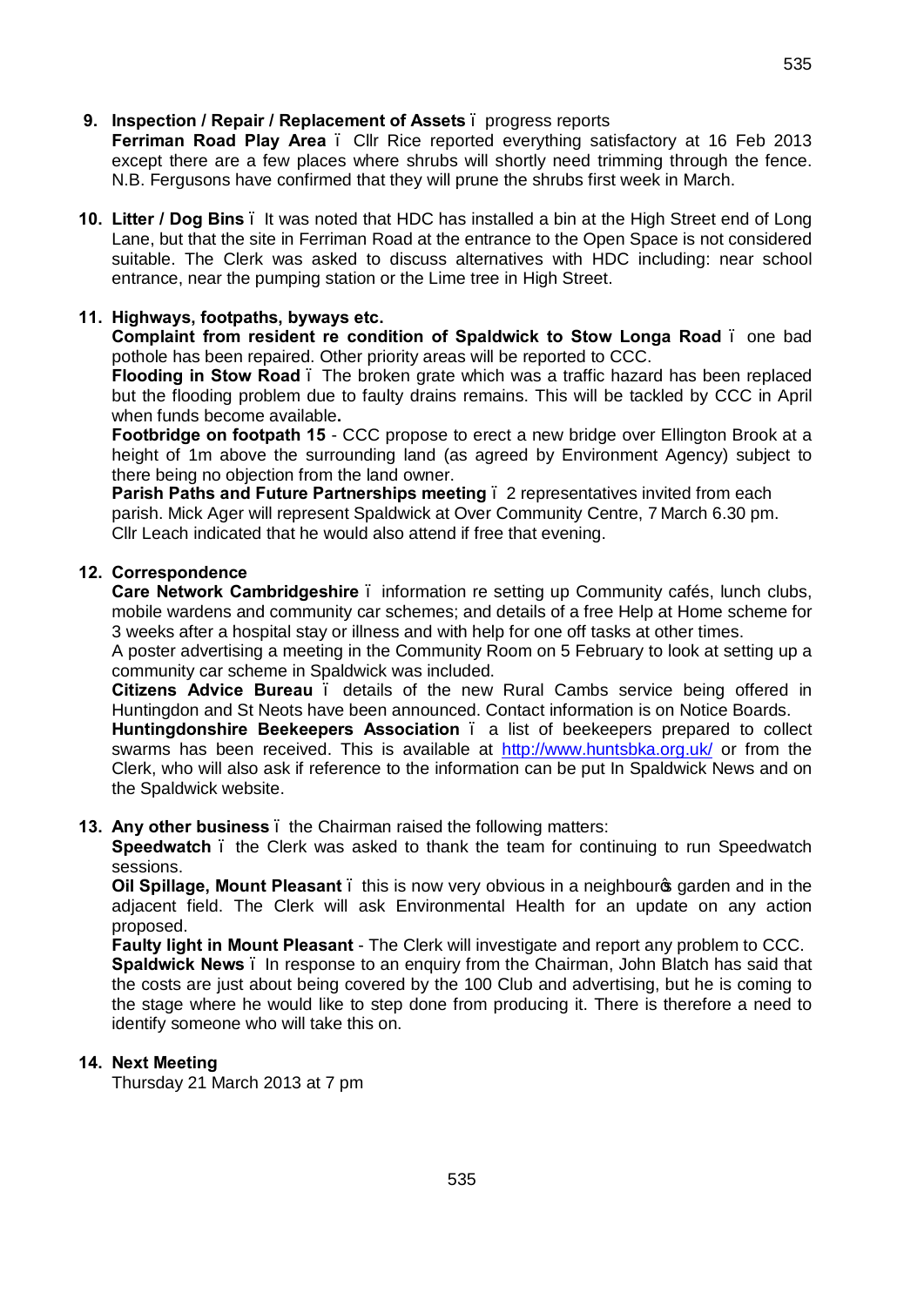**9. Inspection / Repair / Replacement of Assets** – progress reports

**Ferriman Road Play Area** – Cllr Rice reported everything satisfactory at 16 Feb 2013 except there are a few places where shrubs will shortly need trimming through the fence. N.B. Fergusons have confirmed that they will prune the shrubs first week in March.

**10. Litter / Dog Bins** – It was noted that HDC has installed a bin at the High Street end of Long Lane, but that the site in Ferriman Road at the entrance to the Open Space is not considered suitable. The Clerk was asked to discuss alternatives with HDC including: near school entrance, near the pumping station or the Lime tree in High Street.

**11. Highways, footpaths, byways etc.**

**Complaint from resident re condition of Spaldwick to Stow Longa Road** – one bad pothole has been repaired. Other priority areas will be reported to CCC.

**Flooding in Stow Road** – The broken grate which was a traffic hazard has been replaced but the flooding problem due to faulty drains remains. This will be tackled by CCC in April when funds become available**.**

**Footbridge on footpath 15** - CCC propose to erect a new bridge over Ellington Brook at a height of 1m above the surrounding land (as agreed by Environment Agency) subject to there being no objection from the land owner.

**Parish Paths and Future Partnerships meeting** – 2 representatives invited from each parish. Mick Ager will represent Spaldwick at Over Community Centre, 7 March 6.30 pm. Cllr Leach indicated that he would also attend if free that evening.

**12. Correspondence**

**Care Network Cambridgeshire** – information re setting up Community cafés, lunch clubs, mobile wardens and community car schemes; and details of a free Help at Home scheme for 3 weeks after a hospital stay or illness and with help for one off tasks at other times.

A poster advertising a meeting in the Community Room on 5 February to look at setting up a community car scheme in Spaldwick was included.

**Citizens Advice Bureau** – details of the new Rural Cambs service being offered in Huntingdon and St Neots have been announced. Contact information is on Notice Boards.

**Huntingdonshire Beekeepers Association** – a list of beekeepers prepared to collect swarms has been received. This is available at http://www.huntsbka.org.uk/ or from the Clerk, who will also ask if reference to the information can be put In Spaldwick News and on the Spaldwick website.

**13. Any other business** – the Chairman raised the following matters:

**Speedwatch** – the Clerk was asked to thank the team for continuing to run Speedwatch sessions.

**Oil Spillage, Mount Pleasant** – this is now very obvious in a neighbour's garden and in the adjacent field. The Clerk will ask Environmental Health for an update on any action proposed.

**Faulty light in Mount Pleasant** - The Clerk will investigate and report any problem to CCC.

**Spaldwick News** – In response to an enquiry from the Chairman, John Blatch has said that the costs are just about being covered by the 100 Club and advertising, but he is coming to the stage where he would like to step done from producing it. There is therefore a need to identify someone who will take this on.

**14. Next Meeting**

Thursday 21 March 2013 at 7 pm